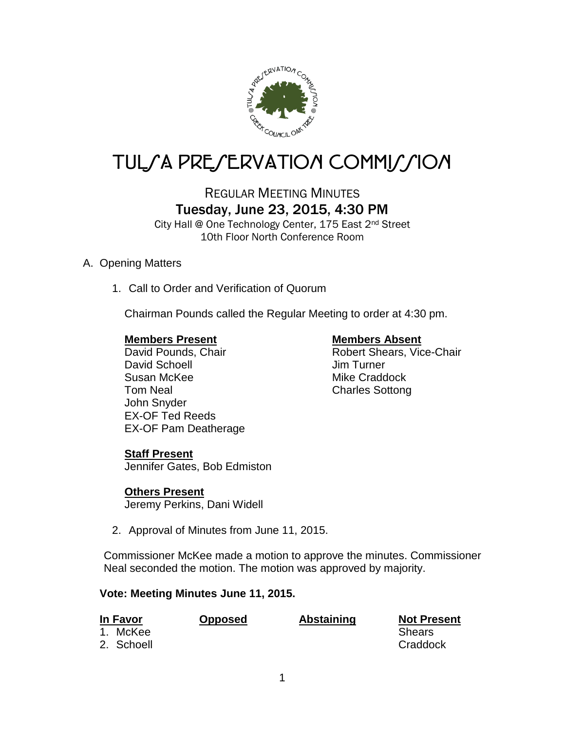# TULSA PRESERVATION COMMISSION

## REGULAR MEETING MINUTES
## Tuesday, June 23, 2015, 4:30 PM

City Hall @ One Technology Center, 175 East 2nd Street
10th Floor North Conference Room

A. Opening Matters

1. Call to Order and Verification of Quorum

   Chairman Pounds called the Regular Meeting to order at 4:30 pm.

   **Members Present**
   David Pounds, Chair
   David Schoell
   Susan McKee
   Tom Neal
   John Snyder
   EX-OF Ted Reeds
   EX-OF Pam Deatherage

   **Members Absent**
   Robert Shears, Vice-Chair
   Jim Turner
   Mike Craddock
   Charles Sottong

   **Staff Present**
   Jennifer Gates, Bob Edmiston

   **Others Present**
   Jeremy Perkins, Dani Widell

2. Approval of Minutes from June 11, 2015.

Commissioner McKee made a motion to approve the minutes. Commissioner Neal seconded the motion. The motion was approved by majority.

**Vote: Meeting Minutes June 11, 2015.**

| In Favor | Opposed | Abstaining | Not Present |
|---|---|---|---|
| 1. McKee | | | Shears |
| 2. Schoell | | | Craddock |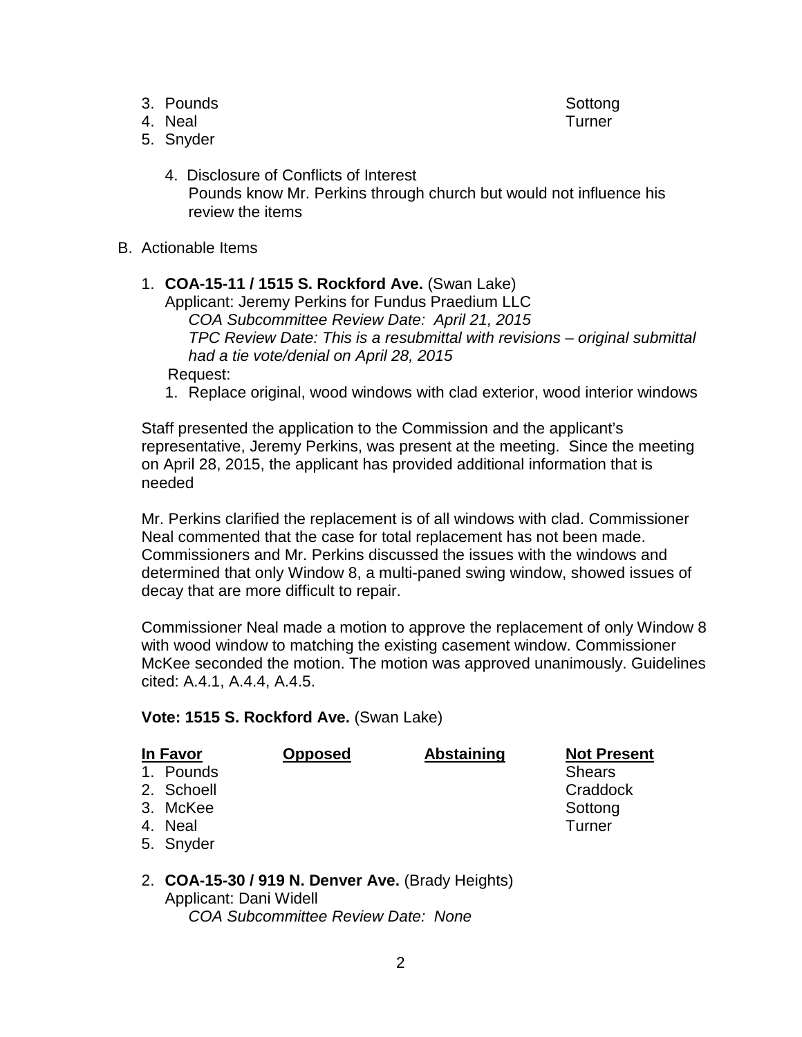| | | | |
|---|---|---|---|
| 3. Pounds | | | Sottong |
| 4. Neal | | | Turner |
| 5. Snyder | | | |

4. Disclosure of Conflicts of Interest
   Pounds know Mr. Perkins through church but would not influence his review the items

B. Actionable Items

1. **COA-15-11 / 1515 S. Rockford Ave.** (Swan Lake)
   Applicant: Jeremy Perkins for Fundus Praedium LLC
   *COA Subcommittee Review Date: April 21, 2015*
   *TPC Review Date: This is a resubmittal with revisions – original submittal had a tie vote/denial on April 28, 2015*
   Request:
   1. Replace original, wood windows with clad exterior, wood interior windows

Staff presented the application to the Commission and the applicant's representative, Jeremy Perkins, was present at the meeting. Since the meeting on April 28, 2015, the applicant has provided additional information that is needed

Mr. Perkins clarified the replacement is of all windows with clad. Commissioner Neal commented that the case for total replacement has not been made. Commissioners and Mr. Perkins discussed the issues with the windows and determined that only Window 8, a multi-paned swing window, showed issues of decay that are more difficult to repair.

Commissioner Neal made a motion to approve the replacement of only Window 8 with wood window to matching the existing casement window. Commissioner McKee seconded the motion. The motion was approved unanimously. Guidelines cited: A.4.1, A.4.4, A.4.5.

**Vote: 1515 S. Rockford Ave.** (Swan Lake)

| In Favor | Opposed | Abstaining | Not Present |
|---|---|---|---|
| 1. Pounds | | | Shears |
| 2. Schoell | | | Craddock |
| 3. McKee | | | Sottong |
| 4. Neal | | | Turner |
| 5. Snyder | | | |

2. **COA-15-30 / 919 N. Denver Ave.** (Brady Heights)
   Applicant: Dani Widell
   *COA Subcommittee Review Date: None*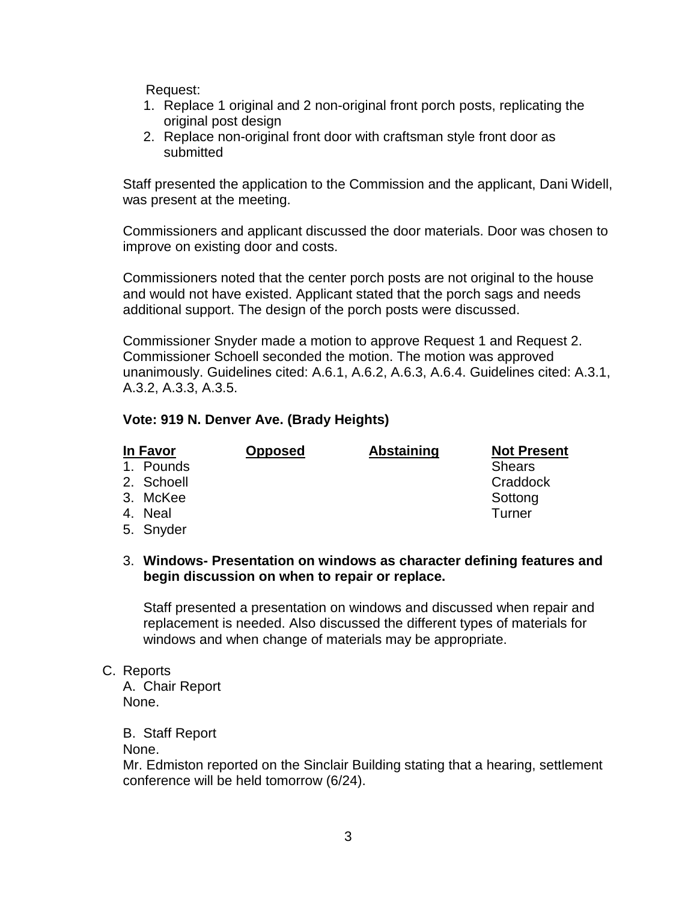Request:

1. Replace 1 original and 2 non-original front porch posts, replicating the original post design
2. Replace non-original front door with craftsman style front door as submitted

Staff presented the application to the Commission and the applicant, Dani Widell, was present at the meeting.

Commissioners and applicant discussed the door materials. Door was chosen to improve on existing door and costs.

Commissioners noted that the center porch posts are not original to the house and would not have existed. Applicant stated that the porch sags and needs additional support. The design of the porch posts were discussed.

Commissioner Snyder made a motion to approve Request 1 and Request 2. Commissioner Schoell seconded the motion. The motion was approved unanimously. Guidelines cited: A.6.1, A.6.2, A.6.3, A.6.4. Guidelines cited: A.3.1, A.3.2, A.3.3, A.3.5.

**Vote: 919 N. Denver Ave. (Brady Heights)**

| In Favor | Opposed | Abstaining | Not Present |
|---|---|---|---|
| 1. Pounds | | | Shears |
| 2. Schoell | | | Craddock |
| 3. McKee | | | Sottong |
| 4. Neal | | | Turner |
| 5. Snyder | | | |

3. **Windows- Presentation on windows as character defining features and begin discussion on when to repair or replace.**

   Staff presented a presentation on windows and discussed when repair and replacement is needed. Also discussed the different types of materials for windows and when change of materials may be appropriate.

C. Reports

A. Chair Report
None.

B. Staff Report
None.
Mr. Edmiston reported on the Sinclair Building stating that a hearing, settlement conference will be held tomorrow (6/24).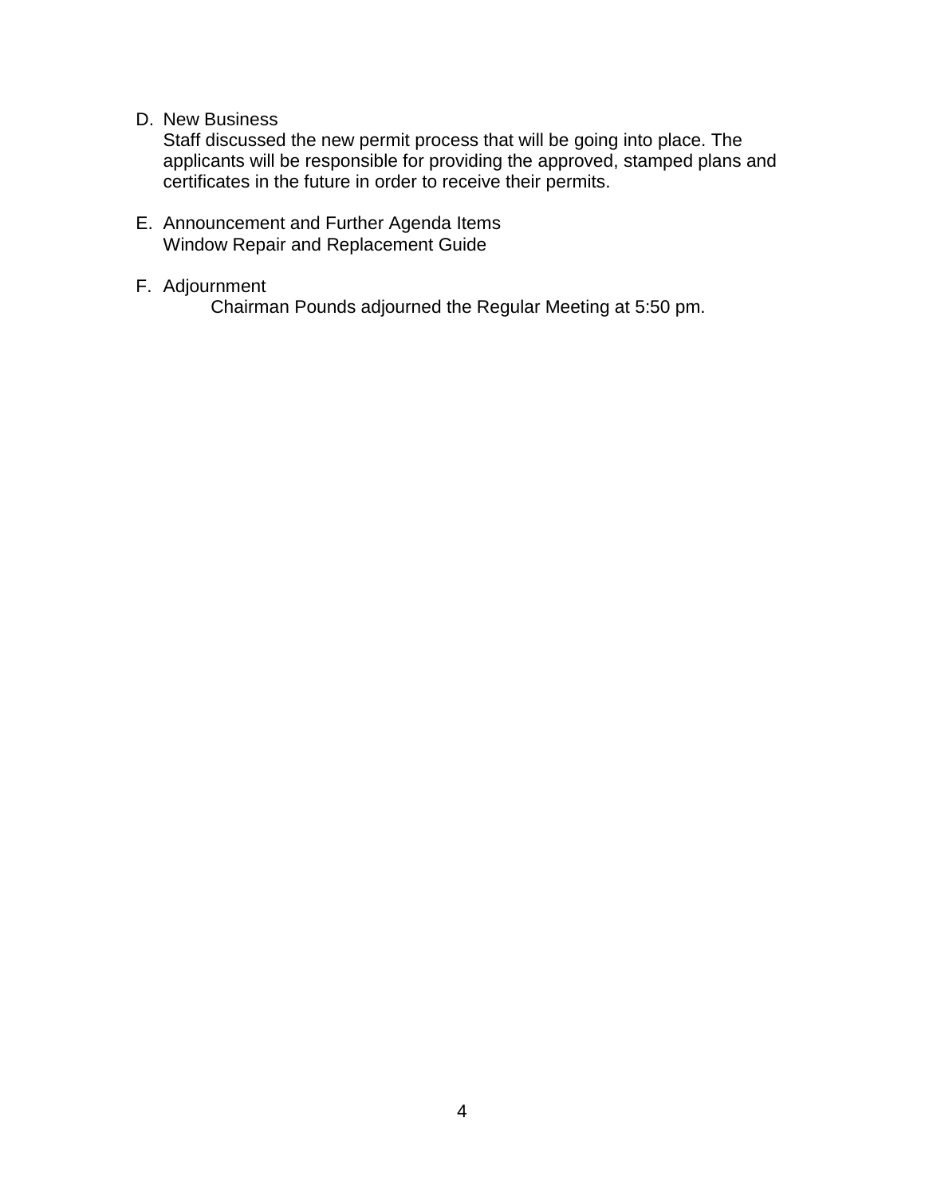D. New Business

   Staff discussed the new permit process that will be going into place. The applicants will be responsible for providing the approved, stamped plans and certificates in the future in order to receive their permits.

E. Announcement and Further Agenda Items

   Window Repair and Replacement Guide

F. Adjournment

   Chairman Pounds adjourned the Regular Meeting at 5:50 pm.